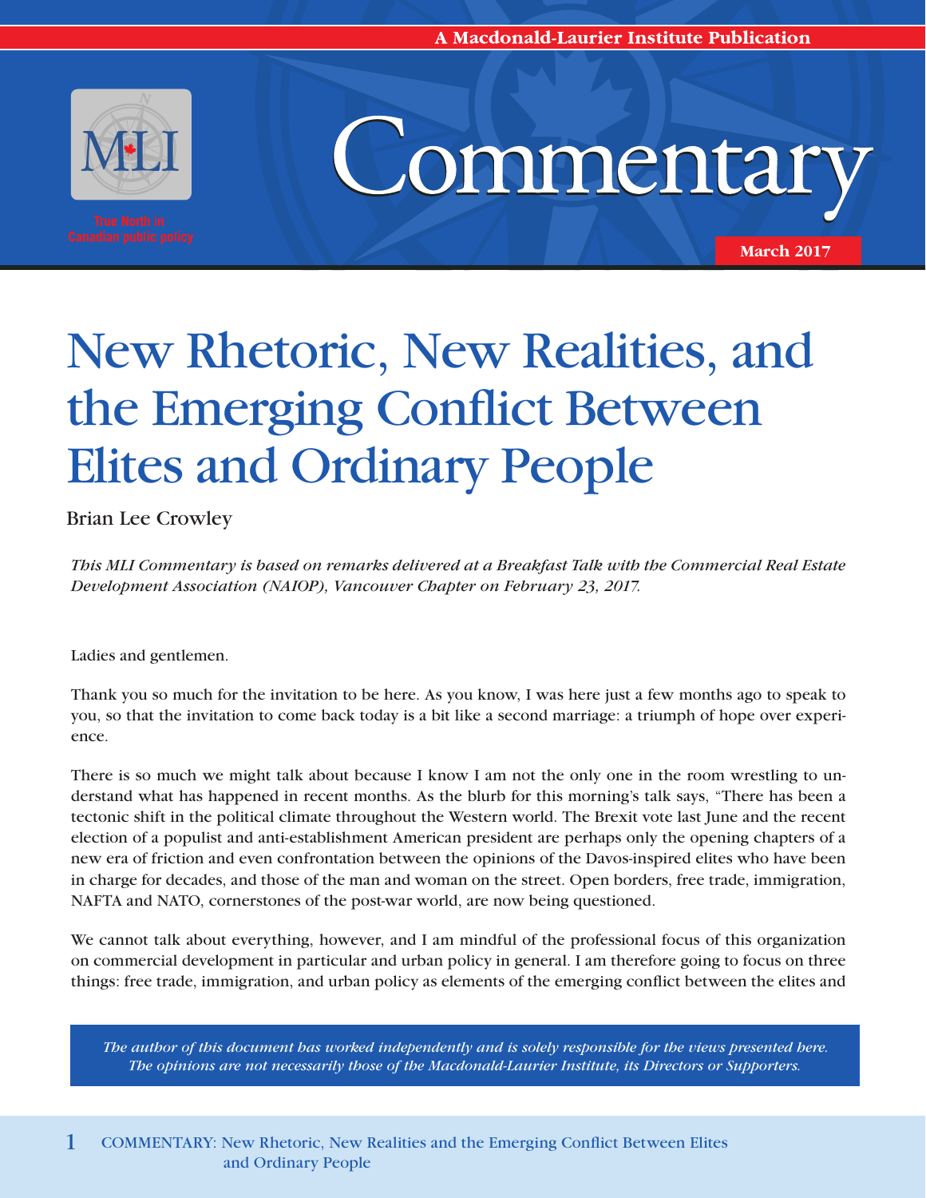A Macdonald-Laurier Institute Publication

MLI

True North in Canadian public policy

# Commentary

March 2017

# New Rhetoric, New Realities, and the Emerging Conflict Between Elites and Ordinary People

Brian Lee Crowley

*This MLI Commentary is based on remarks delivered at a Breakfast Talk with the Commercial Real Estate Development Association (NAIOP), Vancouver Chapter on February 23, 2017.*

Ladies and gentlemen.

Thank you so much for the invitation to be here. As you know, I was here just a few months ago to speak to you, so that the invitation to come back today is a bit like a second marriage: a triumph of hope over experience.

There is so much we might talk about because I know I am not the only one in the room wrestling to understand what has happened in recent months. As the blurb for this morning's talk says, "There has been a tectonic shift in the political climate throughout the Western world. The Brexit vote last June and the recent election of a populist and anti-establishment American president are perhaps only the opening chapters of a new era of friction and even confrontation between the opinions of the Davos-inspired elites who have been in charge for decades, and those of the man and woman on the street. Open borders, free trade, immigration, NAFTA and NATO, cornerstones of the post-war world, are now being questioned.

We cannot talk about everything, however, and I am mindful of the professional focus of this organization on commercial development in particular and urban policy in general. I am therefore going to focus on three things: free trade, immigration, and urban policy as elements of the emerging conflict between the elites and

*The author of this document has worked independently and is solely responsible for the views presented here. The opinions are not necessarily those of the Macdonald-Laurier Institute, its Directors or Supporters.*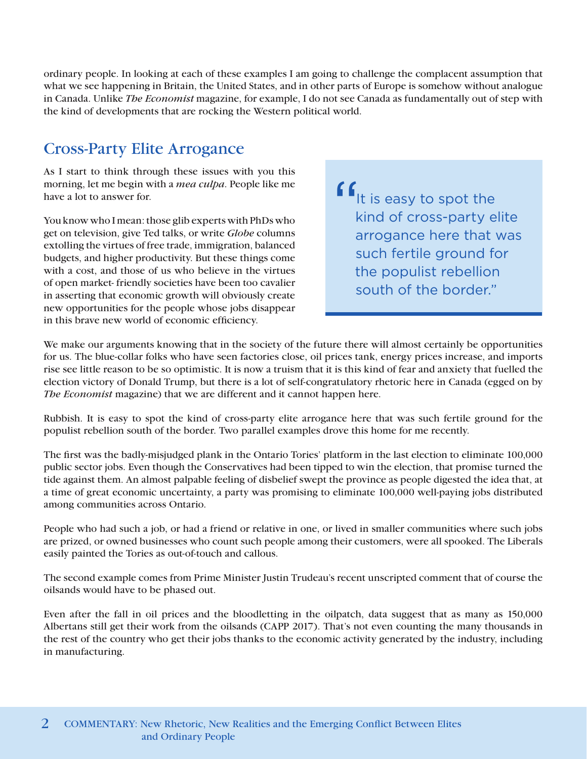ordinary people. In looking at each of these examples I am going to challenge the complacent assumption that what we see happening in Britain, the United States, and in other parts of Europe is somehow without analogue in Canada. Unlike *The Economist* magazine, for example, I do not see Canada as fundamentally out of step with the kind of developments that are rocking the Western political world.

## Cross-Party Elite Arrogance

As I start to think through these issues with you this morning, let me begin with a *mea culpa*. People like me have a lot to answer for.

You know who I mean: those glib experts with PhDs who get on television, give Ted talks, or write *Globe* columns extolling the virtues of free trade, immigration, balanced budgets, and higher productivity. But these things come with a cost, and those of us who believe in the virtues of open market- friendly societies have been too cavalier in asserting that economic growth will obviously create new opportunities for the people whose jobs disappear in this brave new world of economic efficiency.

> "It is easy to spot the kind of cross-party elite arrogance here that was such fertile ground for the populist rebellion south of the border."

We make our arguments knowing that in the society of the future there will almost certainly be opportunities for us. The blue-collar folks who have seen factories close, oil prices tank, energy prices increase, and imports rise see little reason to be so optimistic. It is now a truism that it is this kind of fear and anxiety that fuelled the election victory of Donald Trump, but there is a lot of self-congratulatory rhetoric here in Canada (egged on by *The Economist* magazine) that we are different and it cannot happen here.

Rubbish. It is easy to spot the kind of cross-party elite arrogance here that was such fertile ground for the populist rebellion south of the border. Two parallel examples drove this home for me recently.

The first was the badly-misjudged plank in the Ontario Tories' platform in the last election to eliminate 100,000 public sector jobs. Even though the Conservatives had been tipped to win the election, that promise turned the tide against them. An almost palpable feeling of disbelief swept the province as people digested the idea that, at a time of great economic uncertainty, a party was promising to eliminate 100,000 well-paying jobs distributed among communities across Ontario.

People who had such a job, or had a friend or relative in one, or lived in smaller communities where such jobs are prized, or owned businesses who count such people among their customers, were all spooked. The Liberals easily painted the Tories as out-of-touch and callous.

The second example comes from Prime Minister Justin Trudeau's recent unscripted comment that of course the oilsands would have to be phased out.

Even after the fall in oil prices and the bloodletting in the oilpatch, data suggest that as many as 150,000 Albertans still get their work from the oilsands (CAPP 2017). That's not even counting the many thousands in the rest of the country who get their jobs thanks to the economic activity generated by the industry, including in manufacturing.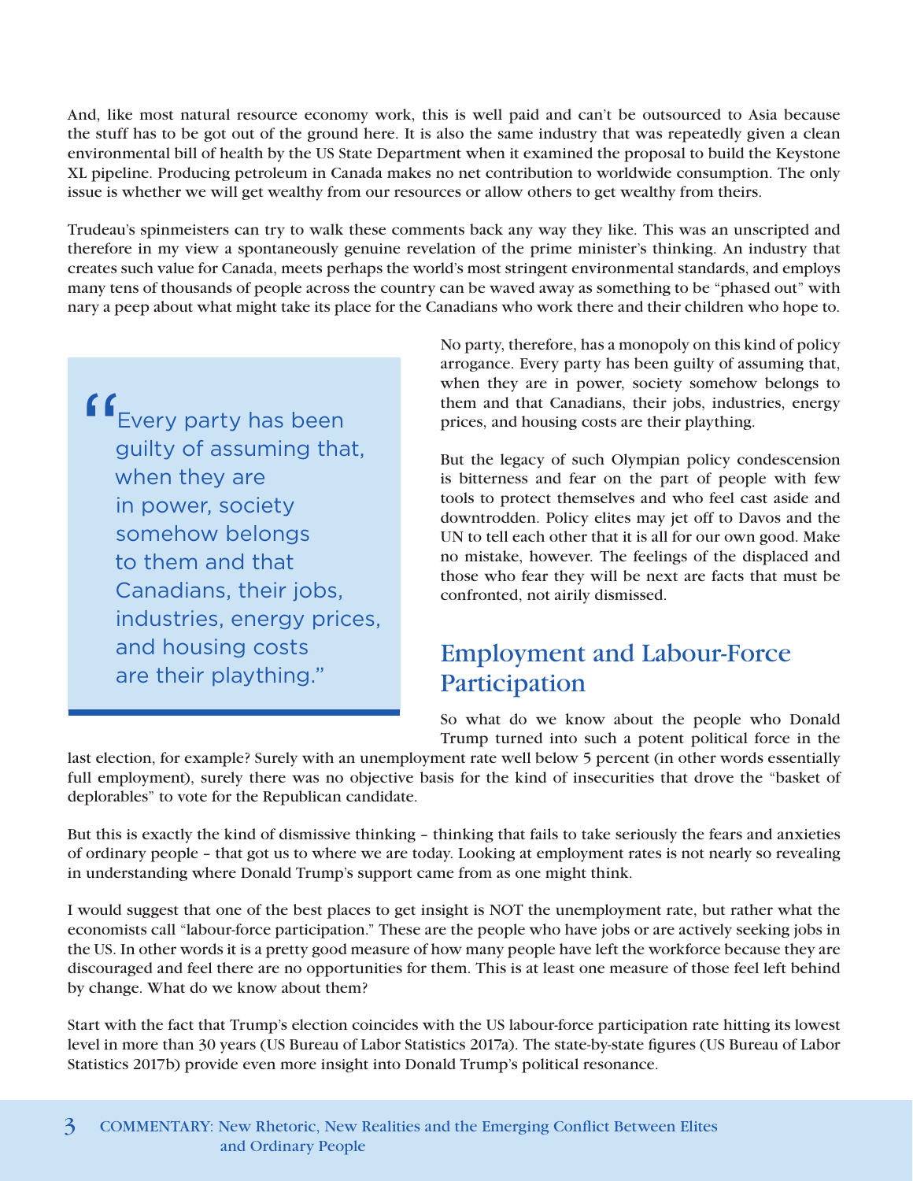And, like most natural resource economy work, this is well paid and can't be outsourced to Asia because the stuff has to be got out of the ground here. It is also the same industry that was repeatedly given a clean environmental bill of health by the US State Department when it examined the proposal to build the Keystone XL pipeline. Producing petroleum in Canada makes no net contribution to worldwide consumption. The only issue is whether we will get wealthy from our resources or allow others to get wealthy from theirs.

Trudeau's spinmeisters can try to walk these comments back any way they like. This was an unscripted and therefore in my view a spontaneously genuine revelation of the prime minister's thinking. An industry that creates such value for Canada, meets perhaps the world's most stringent environmental standards, and employs many tens of thousands of people across the country can be waved away as something to be "phased out" with nary a peep about what might take its place for the Canadians who work there and their children who hope to.

> "Every party has been guilty of assuming that, when they are in power, society somehow belongs to them and that Canadians, their jobs, industries, energy prices, and housing costs are their plaything."

No party, therefore, has a monopoly on this kind of policy arrogance. Every party has been guilty of assuming that, when they are in power, society somehow belongs to them and that Canadians, their jobs, industries, energy prices, and housing costs are their plaything.

But the legacy of such Olympian policy condescension is bitterness and fear on the part of people with few tools to protect themselves and who feel cast aside and downtrodden. Policy elites may jet off to Davos and the UN to tell each other that it is all for our own good. Make no mistake, however. The feelings of the displaced and those who fear they will be next are facts that must be confronted, not airily dismissed.

## Employment and Labour-Force Participation

So what do we know about the people who Donald Trump turned into such a potent political force in the last election, for example? Surely with an unemployment rate well below 5 percent (in other words essentially full employment), surely there was no objective basis for the kind of insecurities that drove the "basket of deplorables" to vote for the Republican candidate.

But this is exactly the kind of dismissive thinking – thinking that fails to take seriously the fears and anxieties of ordinary people – that got us to where we are today. Looking at employment rates is not nearly so revealing in understanding where Donald Trump's support came from as one might think.

I would suggest that one of the best places to get insight is NOT the unemployment rate, but rather what the economists call "labour-force participation." These are the people who have jobs or are actively seeking jobs in the US. In other words it is a pretty good measure of how many people have left the workforce because they are discouraged and feel there are no opportunities for them. This is at least one measure of those feel left behind by change. What do we know about them?

Start with the fact that Trump's election coincides with the US labour-force participation rate hitting its lowest level in more than 30 years (US Bureau of Labor Statistics 2017a). The state-by-state figures (US Bureau of Labor Statistics 2017b) provide even more insight into Donald Trump's political resonance.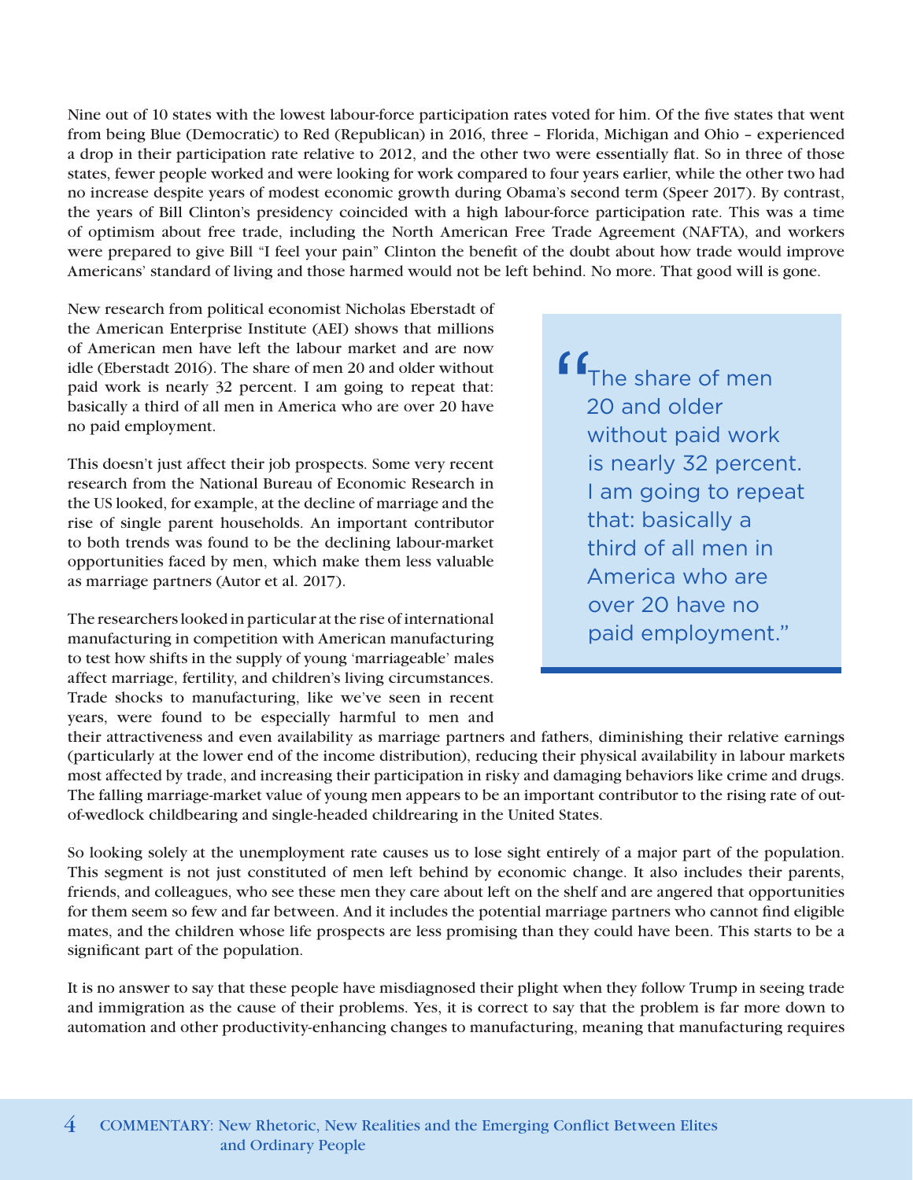Nine out of 10 states with the lowest labour-force participation rates voted for him. Of the five states that went from being Blue (Democratic) to Red (Republican) in 2016, three – Florida, Michigan and Ohio – experienced a drop in their participation rate relative to 2012, and the other two were essentially flat. So in three of those states, fewer people worked and were looking for work compared to four years earlier, while the other two had no increase despite years of modest economic growth during Obama's second term (Speer 2017). By contrast, the years of Bill Clinton's presidency coincided with a high labour-force participation rate. This was a time of optimism about free trade, including the North American Free Trade Agreement (NAFTA), and workers were prepared to give Bill "I feel your pain" Clinton the benefit of the doubt about how trade would improve Americans' standard of living and those harmed would not be left behind. No more. That good will is gone.

New research from political economist Nicholas Eberstadt of the American Enterprise Institute (AEI) shows that millions of American men have left the labour market and are now idle (Eberstadt 2016). The share of men 20 and older without paid work is nearly 32 percent. I am going to repeat that: basically a third of all men in America who are over 20 have no paid employment.

> "The share of men 20 and older without paid work is nearly 32 percent. I am going to repeat that: basically a third of all men in America who are over 20 have no paid employment."

This doesn't just affect their job prospects. Some very recent research from the National Bureau of Economic Research in the US looked, for example, at the decline of marriage and the rise of single parent households. An important contributor to both trends was found to be the declining labour-market opportunities faced by men, which make them less valuable as marriage partners (Autor et al. 2017).

The researchers looked in particular at the rise of international manufacturing in competition with American manufacturing to test how shifts in the supply of young 'marriageable' males affect marriage, fertility, and children's living circumstances. Trade shocks to manufacturing, like we've seen in recent years, were found to be especially harmful to men and their attractiveness and even availability as marriage partners and fathers, diminishing their relative earnings (particularly at the lower end of the income distribution), reducing their physical availability in labour markets most affected by trade, and increasing their participation in risky and damaging behaviors like crime and drugs. The falling marriage-market value of young men appears to be an important contributor to the rising rate of out-of-wedlock childbearing and single-headed childrearing in the United States.

So looking solely at the unemployment rate causes us to lose sight entirely of a major part of the population. This segment is not just constituted of men left behind by economic change. It also includes their parents, friends, and colleagues, who see these men they care about left on the shelf and are angered that opportunities for them seem so few and far between. And it includes the potential marriage partners who cannot find eligible mates, and the children whose life prospects are less promising than they could have been. This starts to be a significant part of the population.

It is no answer to say that these people have misdiagnosed their plight when they follow Trump in seeing trade and immigration as the cause of their problems. Yes, it is correct to say that the problem is far more down to automation and other productivity-enhancing changes to manufacturing, meaning that manufacturing requires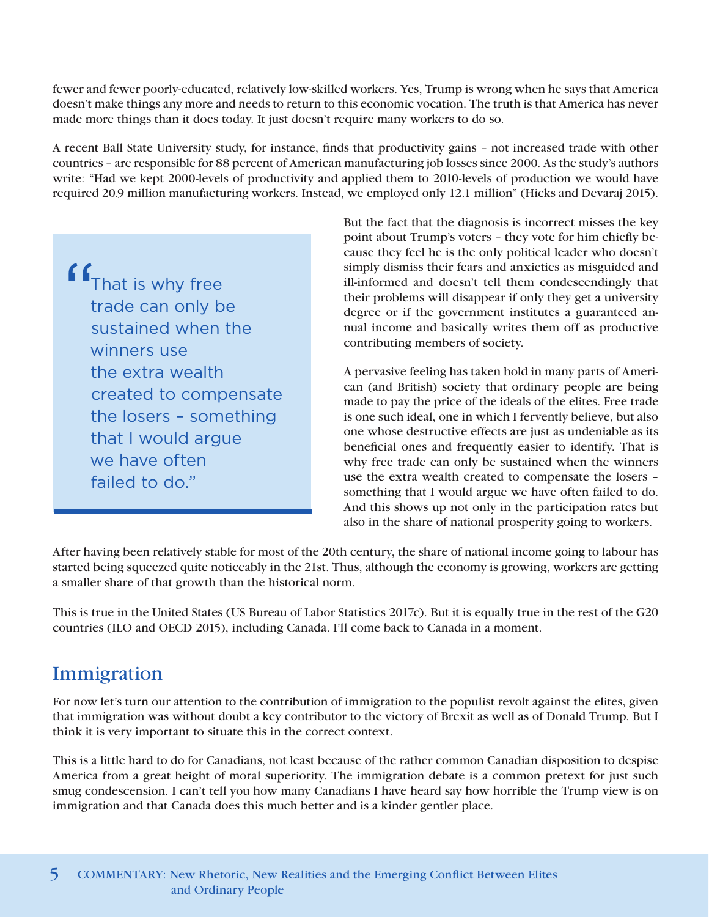fewer and fewer poorly-educated, relatively low-skilled workers. Yes, Trump is wrong when he says that America doesn't make things any more and needs to return to this economic vocation. The truth is that America has never made more things than it does today. It just doesn't require many workers to do so.

A recent Ball State University study, for instance, finds that productivity gains – not increased trade with other countries – are responsible for 88 percent of American manufacturing job losses since 2000. As the study's authors write: "Had we kept 2000-levels of productivity and applied them to 2010-levels of production we would have required 20.9 million manufacturing workers. Instead, we employed only 12.1 million" (Hicks and Devaraj 2015).

> "That is why free trade can only be sustained when the winners use the extra wealth created to compensate the losers – something that I would argue we have often failed to do."

But the fact that the diagnosis is incorrect misses the key point about Trump's voters – they vote for him chiefly because they feel he is the only political leader who doesn't simply dismiss their fears and anxieties as misguided and ill-informed and doesn't tell them condescendingly that their problems will disappear if only they get a university degree or if the government institutes a guaranteed annual income and basically writes them off as productive contributing members of society.

A pervasive feeling has taken hold in many parts of American (and British) society that ordinary people are being made to pay the price of the ideals of the elites. Free trade is one such ideal, one in which I fervently believe, but also one whose destructive effects are just as undeniable as its beneficial ones and frequently easier to identify. That is why free trade can only be sustained when the winners use the extra wealth created to compensate the losers – something that I would argue we have often failed to do. And this shows up not only in the participation rates but also in the share of national prosperity going to workers.

After having been relatively stable for most of the 20th century, the share of national income going to labour has started being squeezed quite noticeably in the 21st. Thus, although the economy is growing, workers are getting a smaller share of that growth than the historical norm.

This is true in the United States (US Bureau of Labor Statistics 2017c). But it is equally true in the rest of the G20 countries (ILO and OECD 2015), including Canada. I'll come back to Canada in a moment.

## Immigration

For now let's turn our attention to the contribution of immigration to the populist revolt against the elites, given that immigration was without doubt a key contributor to the victory of Brexit as well as of Donald Trump. But I think it is very important to situate this in the correct context.

This is a little hard to do for Canadians, not least because of the rather common Canadian disposition to despise America from a great height of moral superiority. The immigration debate is a common pretext for just such smug condescension. I can't tell you how many Canadians I have heard say how horrible the Trump view is on immigration and that Canada does this much better and is a kinder gentler place.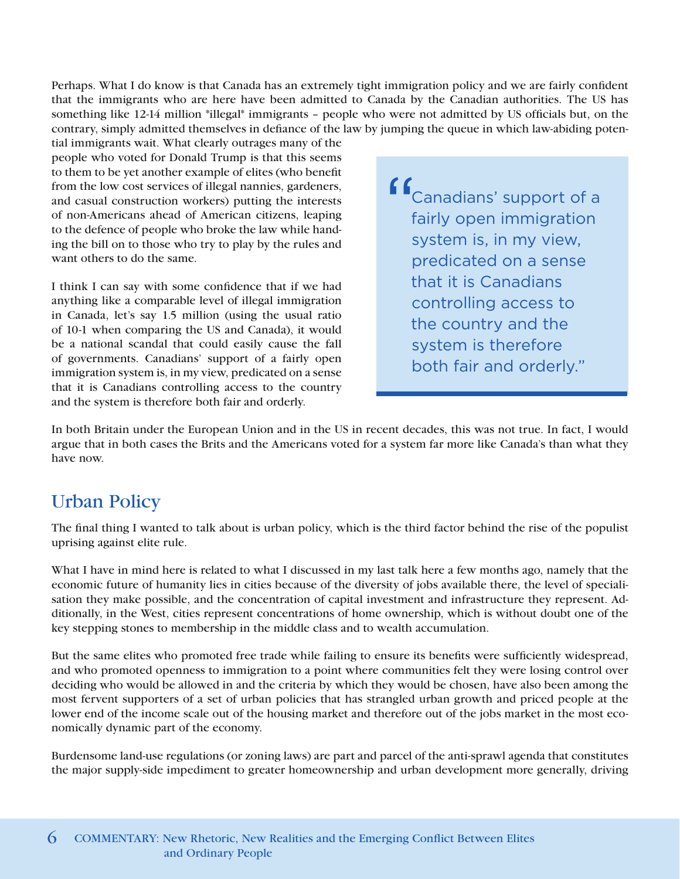Perhaps. What I do know is that Canada has an extremely tight immigration policy and we are fairly confident that the immigrants who are here have been admitted to Canada by the Canadian authorities. The US has something like 12-14 million *illegal* immigrants – people who were not admitted by US officials but, on the contrary, simply admitted themselves in defiance of the law by jumping the queue in which law-abiding potential immigrants wait. What clearly outrages many of the people who voted for Donald Trump is that this seems to them to be yet another example of elites (who benefit from the low cost services of illegal nannies, gardeners, and casual construction workers) putting the interests of non-Americans ahead of American citizens, leaping to the defence of people who broke the law while handing the bill on to those who try to play by the rules and want others to do the same.

I think I can say with some confidence that if we had anything like a comparable level of illegal immigration in Canada, let's say 1.5 million (using the usual ratio of 10-1 when comparing the US and Canada), it would be a national scandal that could easily cause the fall of governments. Canadians' support of a fairly open immigration system is, in my view, predicated on a sense that it is Canadians controlling access to the country and the system is therefore both fair and orderly.

> "Canadians' support of a fairly open immigration system is, in my view, predicated on a sense that it is Canadians controlling access to the country and the system is therefore both fair and orderly."

In both Britain under the European Union and in the US in recent decades, this was not true. In fact, I would argue that in both cases the Brits and the Americans voted for a system far more like Canada's than what they have now.

## Urban Policy

The final thing I wanted to talk about is urban policy, which is the third factor behind the rise of the populist uprising against elite rule.

What I have in mind here is related to what I discussed in my last talk here a few months ago, namely that the economic future of humanity lies in cities because of the diversity of jobs available there, the level of specialisation they make possible, and the concentration of capital investment and infrastructure they represent. Additionally, in the West, cities represent concentrations of home ownership, which is without doubt one of the key stepping stones to membership in the middle class and to wealth accumulation.

But the same elites who promoted free trade while failing to ensure its benefits were sufficiently widespread, and who promoted openness to immigration to a point where communities felt they were losing control over deciding who would be allowed in and the criteria by which they would be chosen, have also been among the most fervent supporters of a set of urban policies that has strangled urban growth and priced people at the lower end of the income scale out of the housing market and therefore out of the jobs market in the most economically dynamic part of the economy.

Burdensome land-use regulations (or zoning laws) are part and parcel of the anti-sprawl agenda that constitutes the major supply-side impediment to greater homeownership and urban development more generally, driving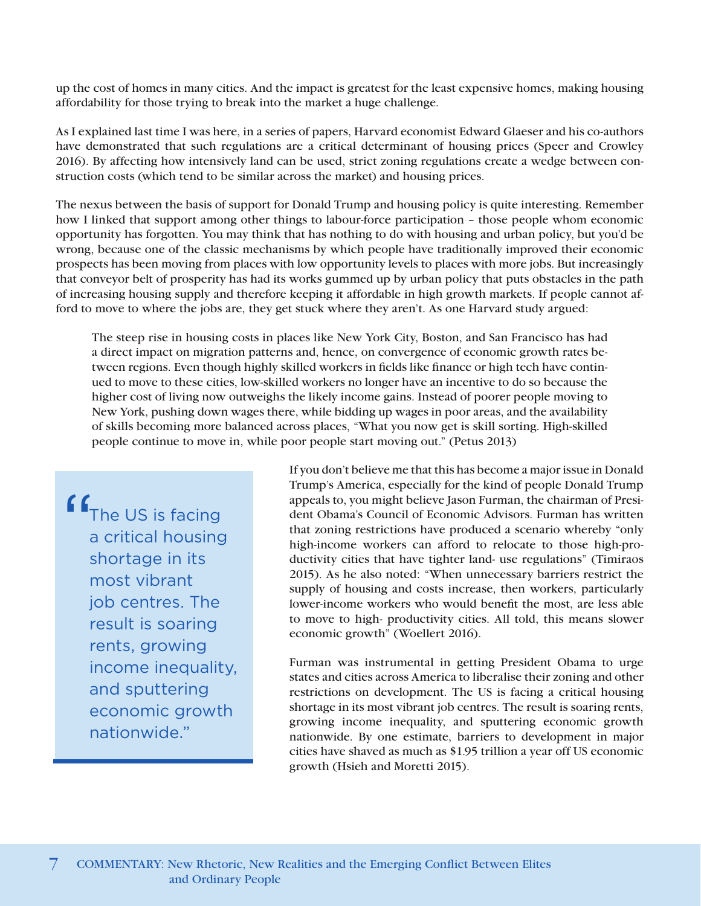up the cost of homes in many cities. And the impact is greatest for the least expensive homes, making housing affordability for those trying to break into the market a huge challenge.

As I explained last time I was here, in a series of papers, Harvard economist Edward Glaeser and his co-authors have demonstrated that such regulations are a critical determinant of housing prices (Speer and Crowley 2016). By affecting how intensively land can be used, strict zoning regulations create a wedge between construction costs (which tend to be similar across the market) and housing prices.

The nexus between the basis of support for Donald Trump and housing policy is quite interesting. Remember how I linked that support among other things to labour-force participation – those people whom economic opportunity has forgotten. You may think that has nothing to do with housing and urban policy, but you'd be wrong, because one of the classic mechanisms by which people have traditionally improved their economic prospects has been moving from places with low opportunity levels to places with more jobs. But increasingly that conveyor belt of prosperity has had its works gummed up by urban policy that puts obstacles in the path of increasing housing supply and therefore keeping it affordable in high growth markets. If people cannot afford to move to where the jobs are, they get stuck where they aren't. As one Harvard study argued:

> The steep rise in housing costs in places like New York City, Boston, and San Francisco has had a direct impact on migration patterns and, hence, on convergence of economic growth rates between regions. Even though highly skilled workers in fields like finance or high tech have continued to move to these cities, low-skilled workers no longer have an incentive to do so because the higher cost of living now outweighs the likely income gains. Instead of poorer people moving to New York, pushing down wages there, while bidding up wages in poor areas, and the availability of skills becoming more balanced across places, "What you now get is skill sorting. High-skilled people continue to move in, while poor people start moving out." (Petus 2013)

If you don't believe me that this has become a major issue in Donald Trump's America, especially for the kind of people Donald Trump appeals to, you might believe Jason Furman, the chairman of President Obama's Council of Economic Advisors. Furman has written that zoning restrictions have produced a scenario whereby "only high-income workers can afford to relocate to those high-productivity cities that have tighter land- use regulations" (Timiraos 2015). As he also noted: "When unnecessary barriers restrict the supply of housing and costs increase, then workers, particularly lower-income workers who would benefit the most, are less able to move to high- productivity cities. All told, this means slower economic growth" (Woellert 2016).

Furman was instrumental in getting President Obama to urge states and cities across America to liberalise their zoning and other restrictions on development. The US is facing a critical housing shortage in its most vibrant job centres. The result is soaring rents, growing income inequality, and sputtering economic growth nationwide. By one estimate, barriers to development in major cities have shaved as much as $1.95 trillion a year off US economic growth (Hsieh and Moretti 2015).

> "The US is facing a critical housing shortage in its most vibrant job centres. The result is soaring rents, growing income inequality, and sputtering economic growth nationwide."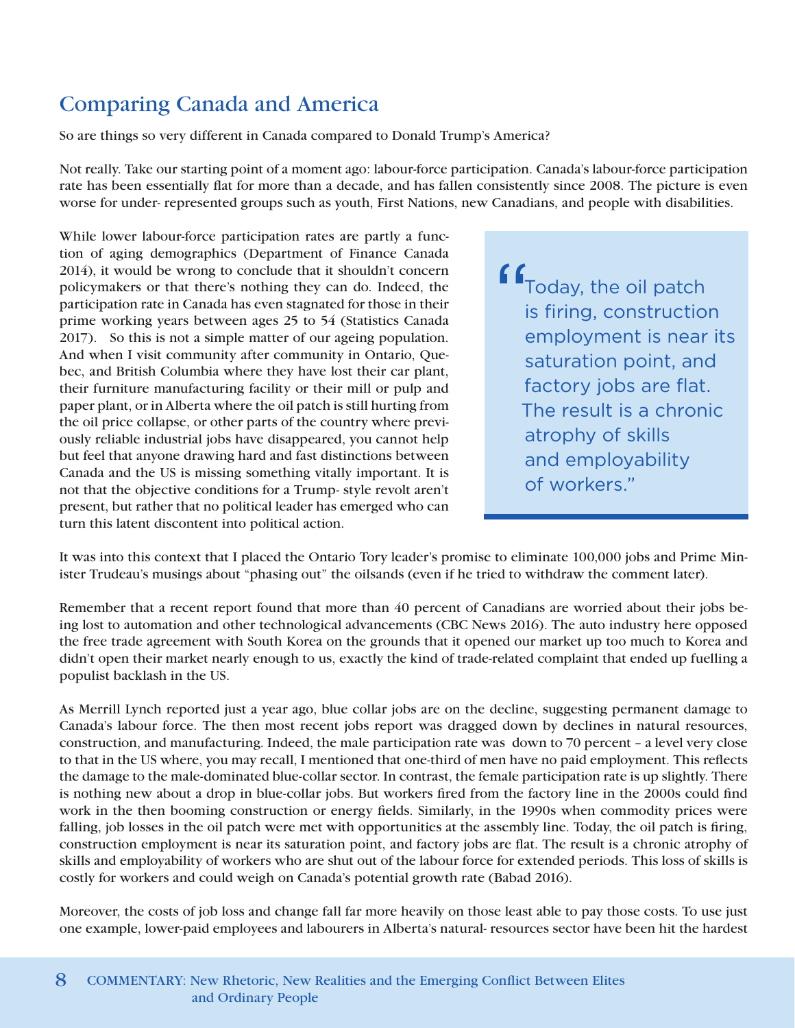## Comparing Canada and America

So are things so very different in Canada compared to Donald Trump's America?

Not really. Take our starting point of a moment ago: labour-force participation. Canada's labour-force participation rate has been essentially flat for more than a decade, and has fallen consistently since 2008. The picture is even worse for under- represented groups such as youth, First Nations, new Canadians, and people with disabilities.

While lower labour-force participation rates are partly a function of aging demographics (Department of Finance Canada 2014), it would be wrong to conclude that it shouldn't concern policymakers or that there's nothing they can do. Indeed, the participation rate in Canada has even stagnated for those in their prime working years between ages 25 to 54 (Statistics Canada 2017). So this is not a simple matter of our ageing population. And when I visit community after community in Ontario, Quebec, and British Columbia where they have lost their car plant, their furniture manufacturing facility or their mill or pulp and paper plant, or in Alberta where the oil patch is still hurting from the oil price collapse, or other parts of the country where previously reliable industrial jobs have disappeared, you cannot help but feel that anyone drawing hard and fast distinctions between Canada and the US is missing something vitally important. It is not that the objective conditions for a Trump- style revolt aren't present, but rather that no political leader has emerged who can turn this latent discontent into political action.

> "Today, the oil patch is firing, construction employment is near its saturation point, and factory jobs are flat. The result is a chronic atrophy of skills and employability of workers."

It was into this context that I placed the Ontario Tory leader's promise to eliminate 100,000 jobs and Prime Minister Trudeau's musings about "phasing out" the oilsands (even if he tried to withdraw the comment later).

Remember that a recent report found that more than 40 percent of Canadians are worried about their jobs being lost to automation and other technological advancements (CBC News 2016). The auto industry here opposed the free trade agreement with South Korea on the grounds that it opened our market up too much to Korea and didn't open their market nearly enough to us, exactly the kind of trade-related complaint that ended up fuelling a populist backlash in the US.

As Merrill Lynch reported just a year ago, blue collar jobs are on the decline, suggesting permanent damage to Canada's labour force. The then most recent jobs report was dragged down by declines in natural resources, construction, and manufacturing. Indeed, the male participation rate was down to 70 percent – a level very close to that in the US where, you may recall, I mentioned that one-third of men have no paid employment. This reflects the damage to the male-dominated blue-collar sector. In contrast, the female participation rate is up slightly. There is nothing new about a drop in blue-collar jobs. But workers fired from the factory line in the 2000s could find work in the then booming construction or energy fields. Similarly, in the 1990s when commodity prices were falling, job losses in the oil patch were met with opportunities at the assembly line. Today, the oil patch is firing, construction employment is near its saturation point, and factory jobs are flat. The result is a chronic atrophy of skills and employability of workers who are shut out of the labour force for extended periods. This loss of skills is costly for workers and could weigh on Canada's potential growth rate (Babad 2016).

Moreover, the costs of job loss and change fall far more heavily on those least able to pay those costs. To use just one example, lower-paid employees and labourers in Alberta's natural- resources sector have been hit the hardest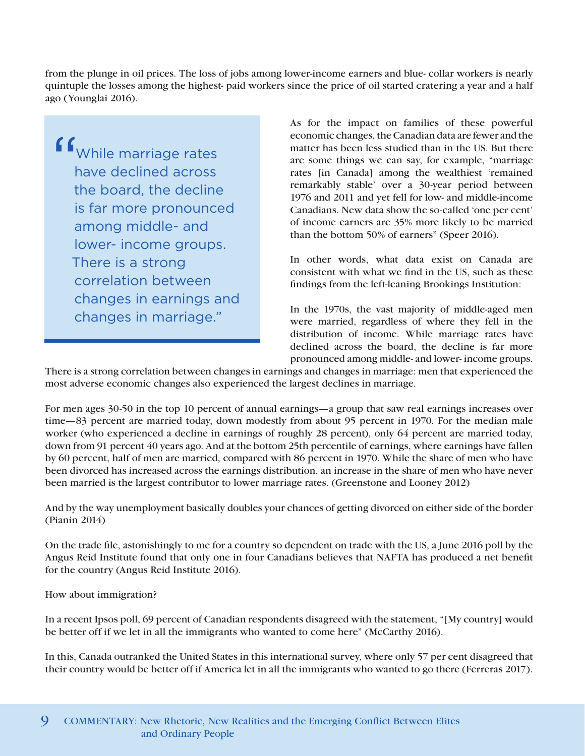from the plunge in oil prices. The loss of jobs among lower-income earners and blue- collar workers is nearly quintuple the losses among the highest- paid workers since the price of oil started cratering a year and a half ago (Younglai 2016).

> "While marriage rates have declined across the board, the decline is far more pronounced among middle- and lower- income groups. There is a strong correlation between changes in earnings and changes in marriage."

As for the impact on families of these powerful economic changes, the Canadian data are fewer and the matter has been less studied than in the US. But there are some things we can say, for example, "marriage rates [in Canada] among the wealthiest 'remained remarkably stable' over a 30-year period between 1976 and 2011 and yet fell for low- and middle-income Canadians. New data show the so-called 'one per cent' of income earners are 35% more likely to be married than the bottom 50% of earners" (Speer 2016).

In other words, what data exist on Canada are consistent with what we find in the US, such as these findings from the left-leaning Brookings Institution:

In the 1970s, the vast majority of middle-aged men were married, regardless of where they fell in the distribution of income. While marriage rates have declined across the board, the decline is far more pronounced among middle- and lower- income groups. There is a strong correlation between changes in earnings and changes in marriage: men that experienced the most adverse economic changes also experienced the largest declines in marriage.

For men ages 30-50 in the top 10 percent of annual earnings—a group that saw real earnings increases over time—83 percent are married today, down modestly from about 95 percent in 1970. For the median male worker (who experienced a decline in earnings of roughly 28 percent), only 64 percent are married today, down from 91 percent 40 years ago. And at the bottom 25th percentile of earnings, where earnings have fallen by 60 percent, half of men are married, compared with 86 percent in 1970. While the share of men who have been divorced has increased across the earnings distribution, an increase in the share of men who have never been married is the largest contributor to lower marriage rates. (Greenstone and Looney 2012)

And by the way unemployment basically doubles your chances of getting divorced on either side of the border (Pianin 2014)

On the trade file, astonishingly to me for a country so dependent on trade with the US, a June 2016 poll by the Angus Reid Institute found that only one in four Canadians believes that NAFTA has produced a net benefit for the country (Angus Reid Institute 2016).

How about immigration?

In a recent Ipsos poll, 69 percent of Canadian respondents disagreed with the statement, "[My country] would be better off if we let in all the immigrants who wanted to come here" (McCarthy 2016).

In this, Canada outranked the United States in this international survey, where only 57 per cent disagreed that their country would be better off if America let in all the immigrants who wanted to go there (Ferreras 2017).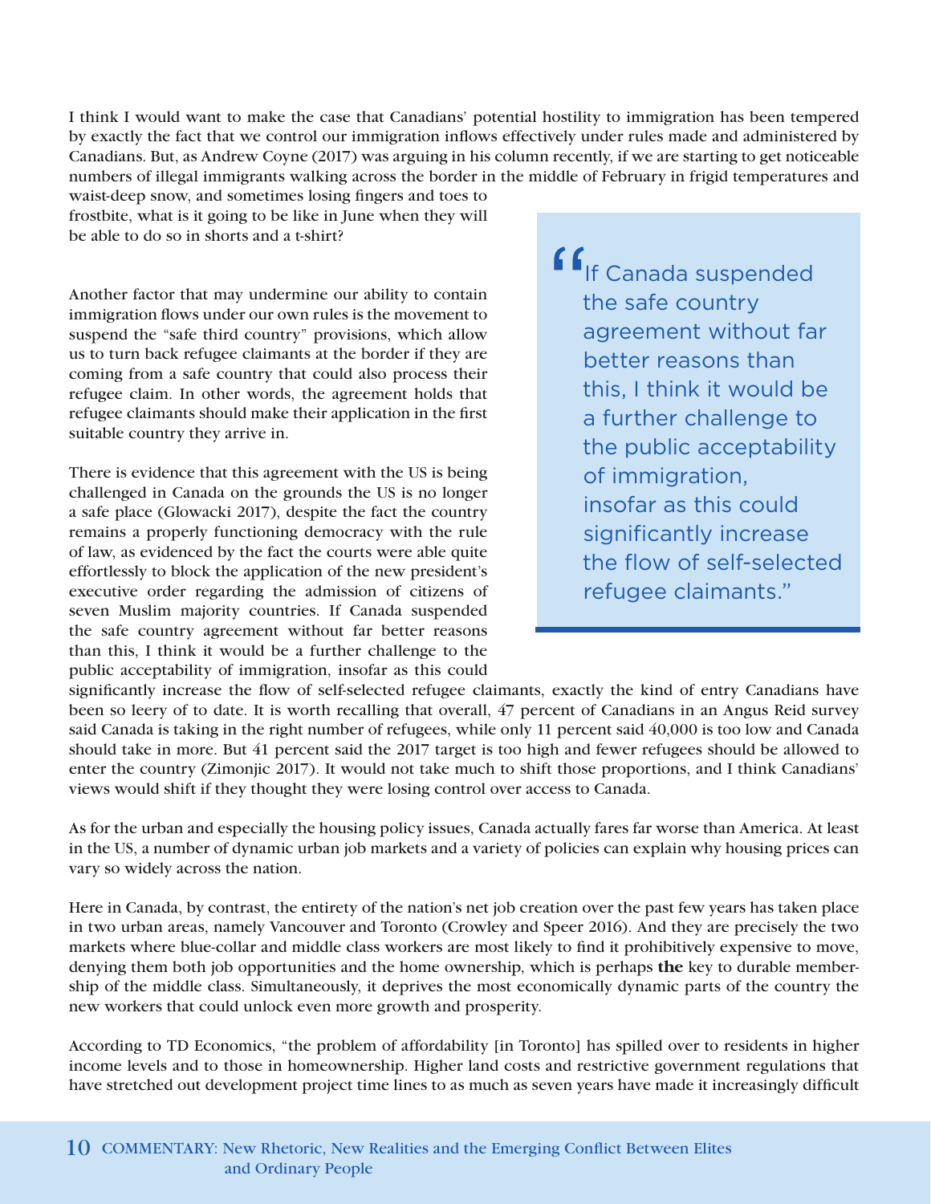I think I would want to make the case that Canadians' potential hostility to immigration has been tempered by exactly the fact that we control our immigration inflows effectively under rules made and administered by Canadians. But, as Andrew Coyne (2017) was arguing in his column recently, if we are starting to get noticeable numbers of illegal immigrants walking across the border in the middle of February in frigid temperatures and waist-deep snow, and sometimes losing fingers and toes to frostbite, what is it going to be like in June when they will be able to do so in shorts and a t-shirt?

Another factor that may undermine our ability to contain immigration flows under our own rules is the movement to suspend the "safe third country" provisions, which allow us to turn back refugee claimants at the border if they are coming from a safe country that could also process their refugee claim. In other words, the agreement holds that refugee claimants should make their application in the first suitable country they arrive in.

There is evidence that this agreement with the US is being challenged in Canada on the grounds the US is no longer a safe place (Glowacki 2017), despite the fact the country remains a properly functioning democracy with the rule of law, as evidenced by the fact the courts were able quite effortlessly to block the application of the new president's executive order regarding the admission of citizens of seven Muslim majority countries. If Canada suspended the safe country agreement without far better reasons than this, I think it would be a further challenge to the public acceptability of immigration, insofar as this could significantly increase the flow of self-selected refugee claimants, exactly the kind of entry Canadians have been so leery of to date. It is worth recalling that overall, 47 percent of Canadians in an Angus Reid survey said Canada is taking in the right number of refugees, while only 11 percent said 40,000 is too low and Canada should take in more. But 41 percent said the 2017 target is too high and fewer refugees should be allowed to enter the country (Zimonjic 2017). It would not take much to shift those proportions, and I think Canadians' views would shift if they thought they were losing control over access to Canada.

> "If Canada suspended the safe country agreement without far better reasons than this, I think it would be a further challenge to the public acceptability of immigration, insofar as this could significantly increase the flow of self-selected refugee claimants."

As for the urban and especially the housing policy issues, Canada actually fares far worse than America. At least in the US, a number of dynamic urban job markets and a variety of policies can explain why housing prices can vary so widely across the nation.

Here in Canada, by contrast, the entirety of the nation's net job creation over the past few years has taken place in two urban areas, namely Vancouver and Toronto (Crowley and Speer 2016). And they are precisely the two markets where blue-collar and middle class workers are most likely to find it prohibitively expensive to move, denying them both job opportunities and the home ownership, which is perhaps **the** key to durable membership of the middle class. Simultaneously, it deprives the most economically dynamic parts of the country the new workers that could unlock even more growth and prosperity.

According to TD Economics, "the problem of affordability [in Toronto] has spilled over to residents in higher income levels and to those in homeownership. Higher land costs and restrictive government regulations that have stretched out development project time lines to as much as seven years have made it increasingly difficult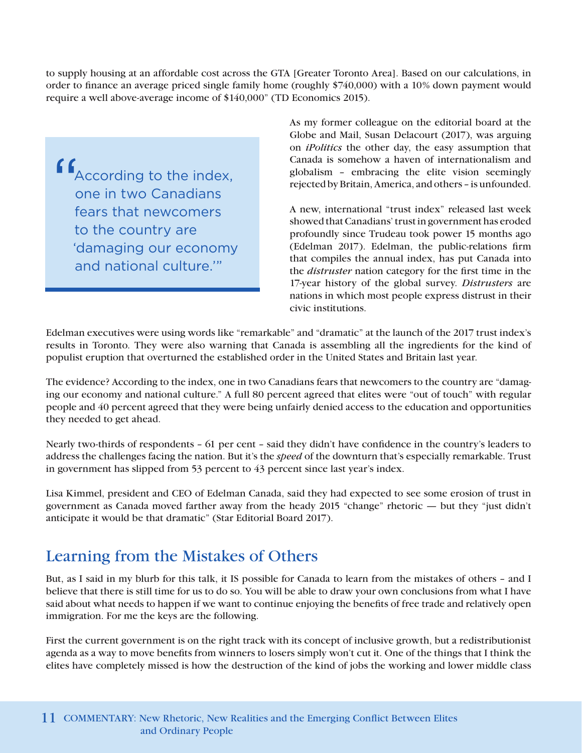to supply housing at an affordable cost across the GTA [Greater Toronto Area]. Based on our calculations, in order to finance an average priced single family home (roughly $740,000) with a 10% down payment would require a well above-average income of $140,000" (TD Economics 2015).

> "According to the index, one in two Canadians fears that newcomers to the country are 'damaging our economy and national culture.'"

As my former colleague on the editorial board at the Globe and Mail, Susan Delacourt (2017), was arguing on *iPolitics* the other day, the easy assumption that Canada is somehow a haven of internationalism and globalism – embracing the elite vision seemingly rejected by Britain, America, and others – is unfounded.

A new, international "trust index" released last week showed that Canadians' trust in government has eroded profoundly since Trudeau took power 15 months ago (Edelman 2017). Edelman, the public-relations firm that compiles the annual index, has put Canada into the *distruster* nation category for the first time in the 17-year history of the global survey. *Distrusters* are nations in which most people express distrust in their civic institutions.

Edelman executives were using words like "remarkable" and "dramatic" at the launch of the 2017 trust index's results in Toronto. They were also warning that Canada is assembling all the ingredients for the kind of populist eruption that overturned the established order in the United States and Britain last year.

The evidence? According to the index, one in two Canadians fears that newcomers to the country are "damaging our economy and national culture." A full 80 percent agreed that elites were "out of touch" with regular people and 40 percent agreed that they were being unfairly denied access to the education and opportunities they needed to get ahead.

Nearly two-thirds of respondents – 61 per cent – said they didn't have confidence in the country's leaders to address the challenges facing the nation. But it's the *speed* of the downturn that's especially remarkable. Trust in government has slipped from 53 percent to 43 percent since last year's index.

Lisa Kimmel, president and CEO of Edelman Canada, said they had expected to see some erosion of trust in government as Canada moved farther away from the heady 2015 "change" rhetoric — but they "just didn't anticipate it would be that dramatic" (Star Editorial Board 2017).

## Learning from the Mistakes of Others

But, as I said in my blurb for this talk, it IS possible for Canada to learn from the mistakes of others – and I believe that there is still time for us to do so. You will be able to draw your own conclusions from what I have said about what needs to happen if we want to continue enjoying the benefits of free trade and relatively open immigration. For me the keys are the following.

First the current government is on the right track with its concept of inclusive growth, but a redistributionist agenda as a way to move benefits from winners to losers simply won't cut it. One of the things that I think the elites have completely missed is how the destruction of the kind of jobs the working and lower middle class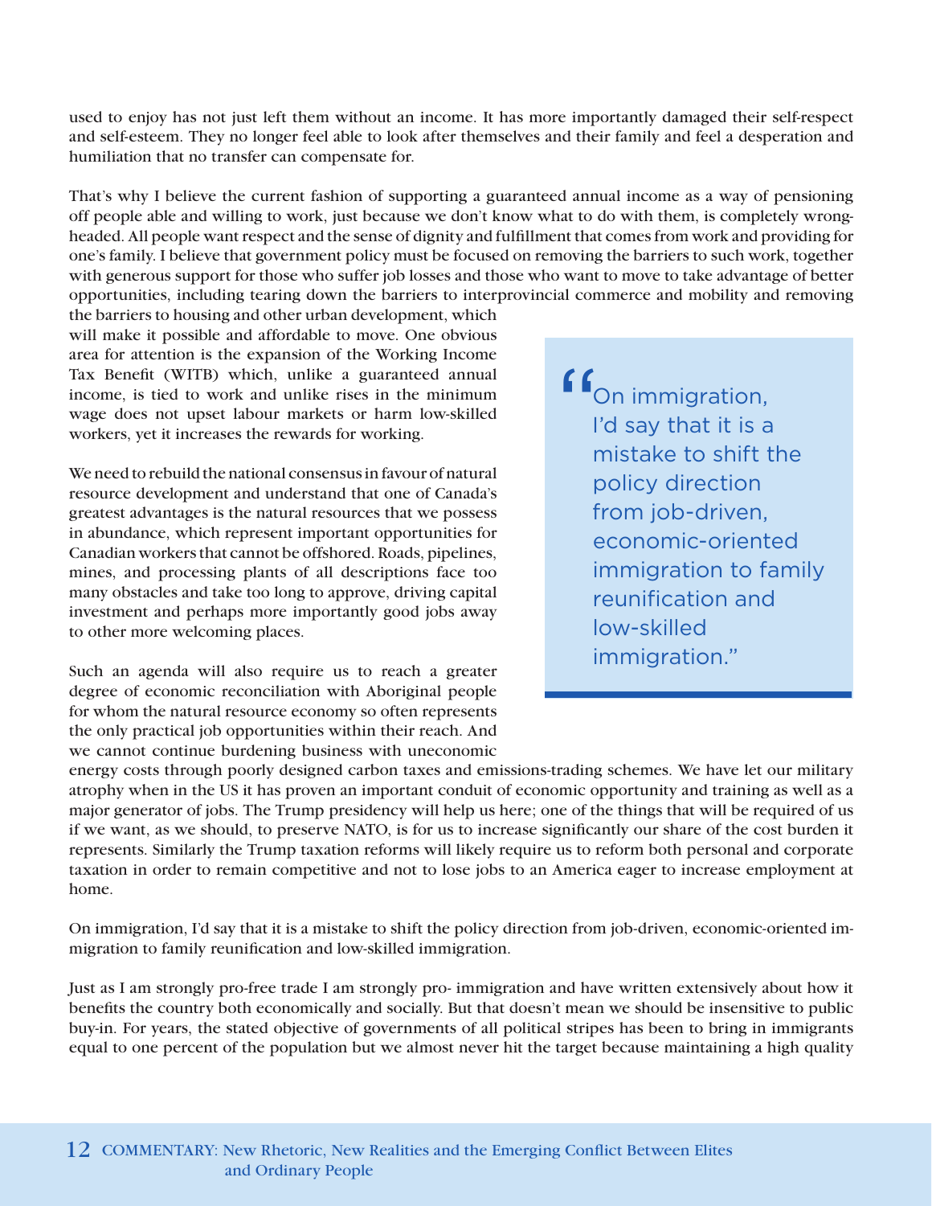used to enjoy has not just left them without an income. It has more importantly damaged their self-respect and self-esteem. They no longer feel able to look after themselves and their family and feel a desperation and humiliation that no transfer can compensate for.

That's why I believe the current fashion of supporting a guaranteed annual income as a way of pensioning off people able and willing to work, just because we don't know what to do with them, is completely wrong-headed. All people want respect and the sense of dignity and fulfillment that comes from work and providing for one's family. I believe that government policy must be focused on removing the barriers to such work, together with generous support for those who suffer job losses and those who want to move to take advantage of better opportunities, including tearing down the barriers to interprovincial commerce and mobility and removing the barriers to housing and other urban development, which will make it possible and affordable to move. One obvious area for attention is the expansion of the Working Income Tax Benefit (WITB) which, unlike a guaranteed annual income, is tied to work and unlike rises in the minimum wage does not upset labour markets or harm low-skilled workers, yet it increases the rewards for working.

We need to rebuild the national consensus in favour of natural resource development and understand that one of Canada's greatest advantages is the natural resources that we possess in abundance, which represent important opportunities for Canadian workers that cannot be offshored. Roads, pipelines, mines, and processing plants of all descriptions face too many obstacles and take too long to approve, driving capital investment and perhaps more importantly good jobs away to other more welcoming places.

Such an agenda will also require us to reach a greater degree of economic reconciliation with Aboriginal people for whom the natural resource economy so often represents the only practical job opportunities within their reach. And we cannot continue burdening business with uneconomic energy costs through poorly designed carbon taxes and emissions-trading schemes. We have let our military atrophy when in the US it has proven an important conduit of economic opportunity and training as well as a major generator of jobs. The Trump presidency will help us here; one of the things that will be required of us if we want, as we should, to preserve NATO, is for us to increase significantly our share of the cost burden it represents. Similarly the Trump taxation reforms will likely require us to reform both personal and corporate taxation in order to remain competitive and not to lose jobs to an America eager to increase employment at home.

> "On immigration, I'd say that it is a mistake to shift the policy direction from job-driven, economic-oriented immigration to family reunification and low-skilled immigration."

On immigration, I'd say that it is a mistake to shift the policy direction from job-driven, economic-oriented immigration to family reunification and low-skilled immigration.

Just as I am strongly pro-free trade I am strongly pro- immigration and have written extensively about how it benefits the country both economically and socially. But that doesn't mean we should be insensitive to public buy-in. For years, the stated objective of governments of all political stripes has been to bring in immigrants equal to one percent of the population but we almost never hit the target because maintaining a high quality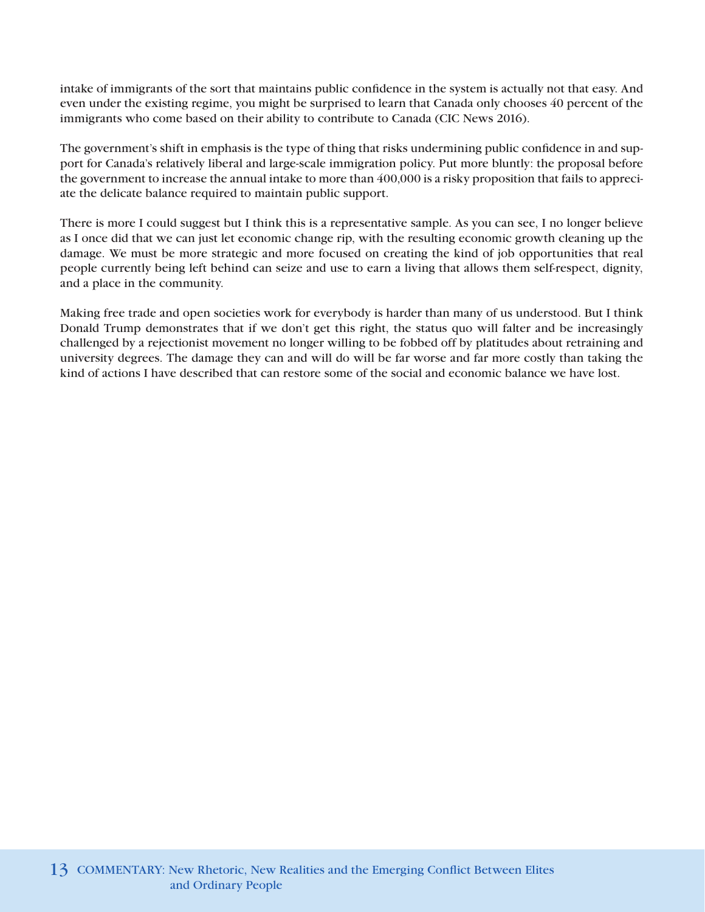intake of immigrants of the sort that maintains public confidence in the system is actually not that easy. And even under the existing regime, you might be surprised to learn that Canada only chooses 40 percent of the immigrants who come based on their ability to contribute to Canada (CIC News 2016).

The government's shift in emphasis is the type of thing that risks undermining public confidence in and support for Canada's relatively liberal and large-scale immigration policy. Put more bluntly: the proposal before the government to increase the annual intake to more than 400,000 is a risky proposition that fails to appreciate the delicate balance required to maintain public support.

There is more I could suggest but I think this is a representative sample. As you can see, I no longer believe as I once did that we can just let economic change rip, with the resulting economic growth cleaning up the damage. We must be more strategic and more focused on creating the kind of job opportunities that real people currently being left behind can seize and use to earn a living that allows them self-respect, dignity, and a place in the community.

Making free trade and open societies work for everybody is harder than many of us understood. But I think Donald Trump demonstrates that if we don't get this right, the status quo will falter and be increasingly challenged by a rejectionist movement no longer willing to be fobbed off by platitudes about retraining and university degrees. The damage they can and will do will be far worse and far more costly than taking the kind of actions I have described that can restore some of the social and economic balance we have lost.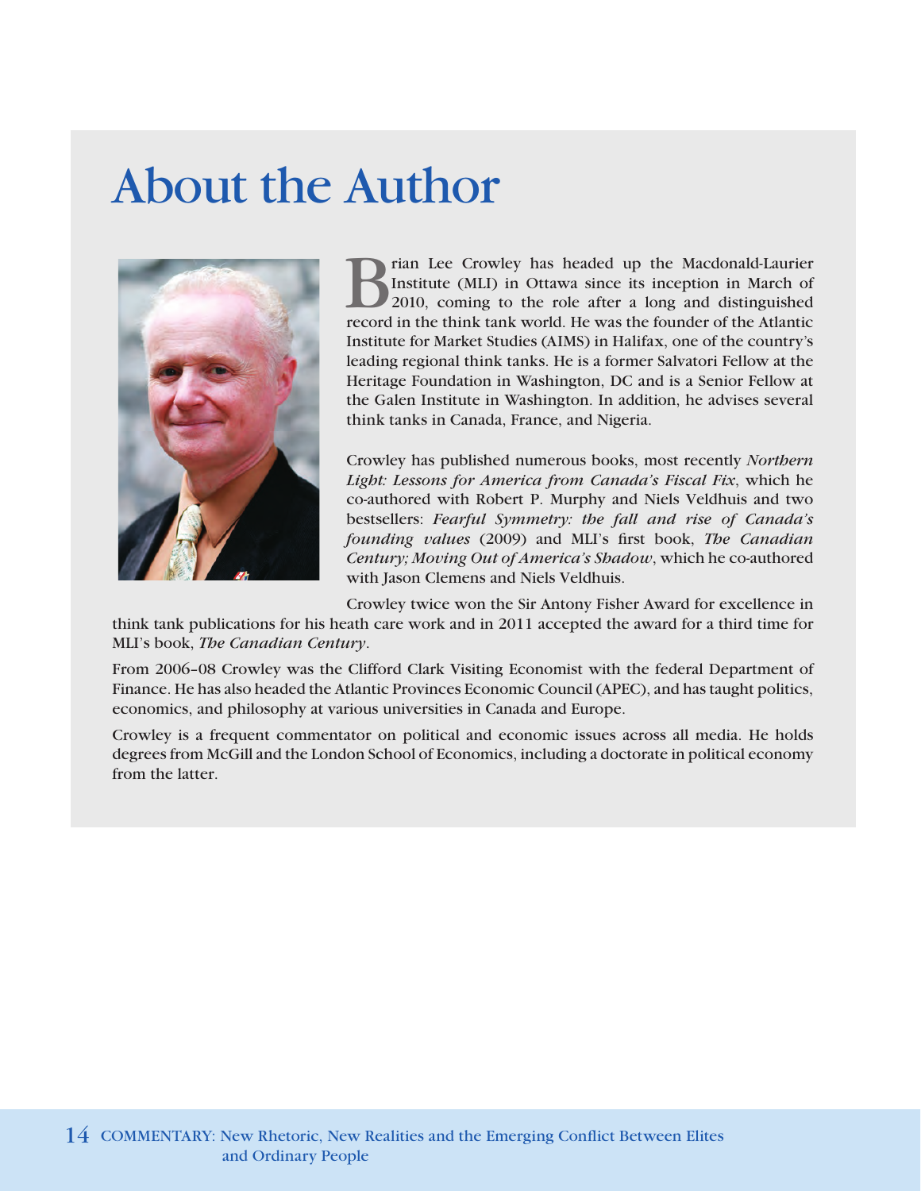# About the Author

Brian Lee Crowley has headed up the Macdonald-Laurier Institute (MLI) in Ottawa since its inception in March of 2010, coming to the role after a long and distinguished record in the think tank world. He was the founder of the Atlantic Institute for Market Studies (AIMS) in Halifax, one of the country's leading regional think tanks. He is a former Salvatori Fellow at the Heritage Foundation in Washington, DC and is a Senior Fellow at the Galen Institute in Washington. In addition, he advises several think tanks in Canada, France, and Nigeria.

Crowley has published numerous books, most recently *Northern Light: Lessons for America from Canada's Fiscal Fix*, which he co-authored with Robert P. Murphy and Niels Veldhuis and two bestsellers: *Fearful Symmetry: the fall and rise of Canada's founding values* (2009) and MLI's first book, *The Canadian Century; Moving Out of America's Shadow*, which he co-authored with Jason Clemens and Niels Veldhuis.

Crowley twice won the Sir Antony Fisher Award for excellence in think tank publications for his heath care work and in 2011 accepted the award for a third time for MLI's book, *The Canadian Century*.

From 2006–08 Crowley was the Clifford Clark Visiting Economist with the federal Department of Finance. He has also headed the Atlantic Provinces Economic Council (APEC), and has taught politics, economics, and philosophy at various universities in Canada and Europe.

Crowley is a frequent commentator on political and economic issues across all media. He holds degrees from McGill and the London School of Economics, including a doctorate in political economy from the latter.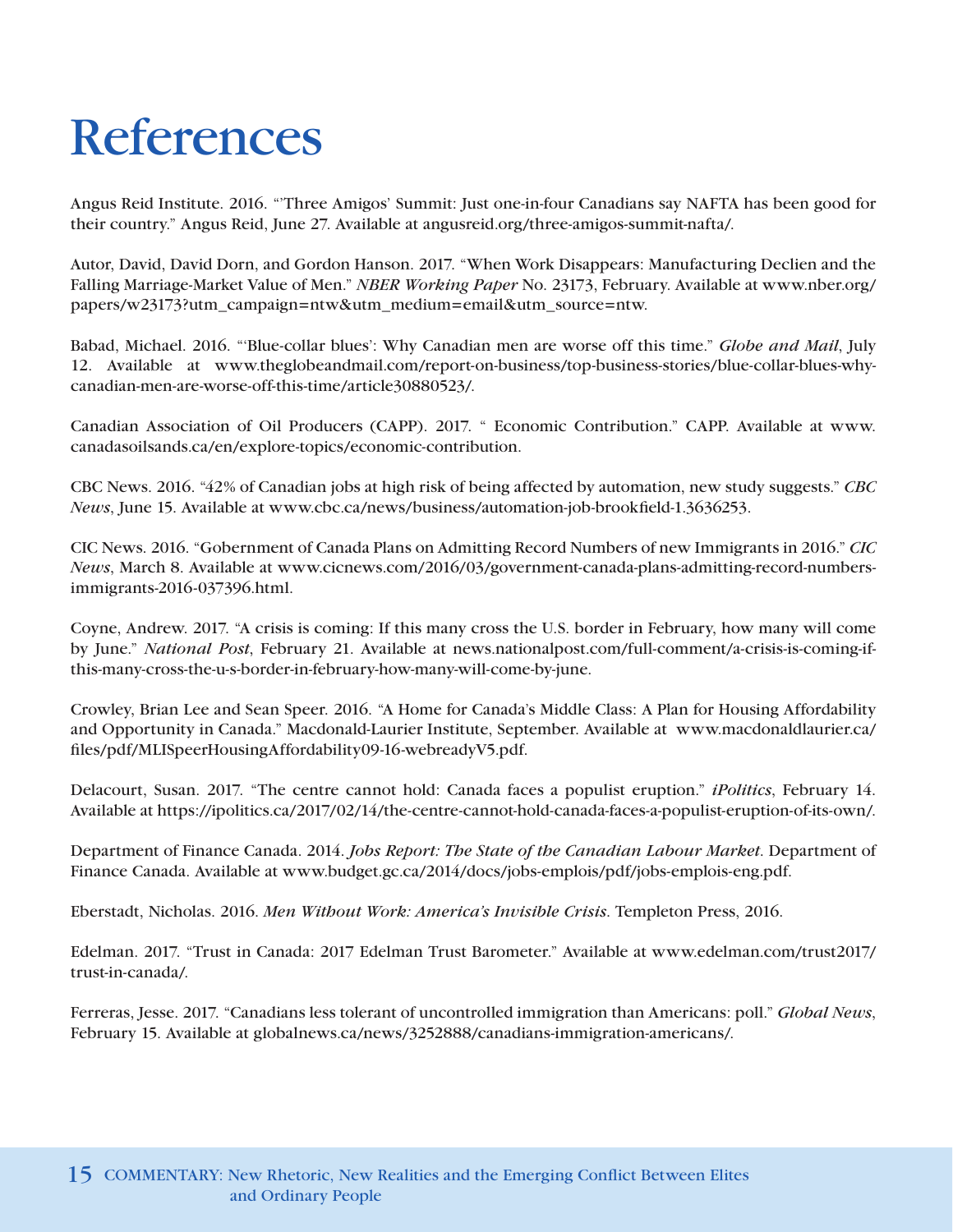# References

Angus Reid Institute. 2016. "'Three Amigos' Summit: Just one-in-four Canadians say NAFTA has been good for their country." Angus Reid, June 27. Available at angusreid.org/three-amigos-summit-nafta/.

Autor, David, David Dorn, and Gordon Hanson. 2017. "When Work Disappears: Manufacturing Declien and the Falling Marriage-Market Value of Men." *NBER Working Paper* No. 23173, February. Available at www.nber.org/papers/w23173?utm_campaign=ntw&utm_medium=email&utm_source=ntw.

Babad, Michael. 2016. "'Blue-collar blues': Why Canadian men are worse off this time." *Globe and Mail*, July 12. Available at www.theglobeandmail.com/report-on-business/top-business-stories/blue-collar-blues-why-canadian-men-are-worse-off-this-time/article30880523/.

Canadian Association of Oil Producers (CAPP). 2017. " Economic Contribution." CAPP. Available at www.canadasoilsands.ca/en/explore-topics/economic-contribution.

CBC News. 2016. "42% of Canadian jobs at high risk of being affected by automation, new study suggests." *CBC News*, June 15. Available at www.cbc.ca/news/business/automation-job-brookfield-1.3636253.

CIC News. 2016. "Gobernment of Canada Plans on Admitting Record Numbers of new Immigrants in 2016." *CIC News*, March 8. Available at www.cicnews.com/2016/03/government-canada-plans-admitting-record-numbers-immigrants-2016-037396.html.

Coyne, Andrew. 2017. "A crisis is coming: If this many cross the U.S. border in February, how many will come by June." *National Post*, February 21. Available at news.nationalpost.com/full-comment/a-crisis-is-coming-if-this-many-cross-the-u-s-border-in-february-how-many-will-come-by-june.

Crowley, Brian Lee and Sean Speer. 2016. "A Home for Canada's Middle Class: A Plan for Housing Affordability and Opportunity in Canada." Macdonald-Laurier Institute, September. Available at www.macdonaldlaurier.ca/files/pdf/MLISpeerHousingAffordability09-16-webreadyV5.pdf.

Delacourt, Susan. 2017. "The centre cannot hold: Canada faces a populist eruption." *iPolitics*, February 14. Available at https://ipolitics.ca/2017/02/14/the-centre-cannot-hold-canada-faces-a-populist-eruption-of-its-own/.

Department of Finance Canada. 2014. *Jobs Report: The State of the Canadian Labour Market*. Department of Finance Canada. Available at www.budget.gc.ca/2014/docs/jobs-emplois/pdf/jobs-emplois-eng.pdf.

Eberstadt, Nicholas. 2016. *Men Without Work: America's Invisible Crisis*. Templeton Press, 2016.

Edelman. 2017. "Trust in Canada: 2017 Edelman Trust Barometer." Available at www.edelman.com/trust2017/trust-in-canada/.

Ferreras, Jesse. 2017. "Canadians less tolerant of uncontrolled immigration than Americans: poll." *Global News*, February 15. Available at globalnews.ca/news/3252888/canadians-immigration-americans/.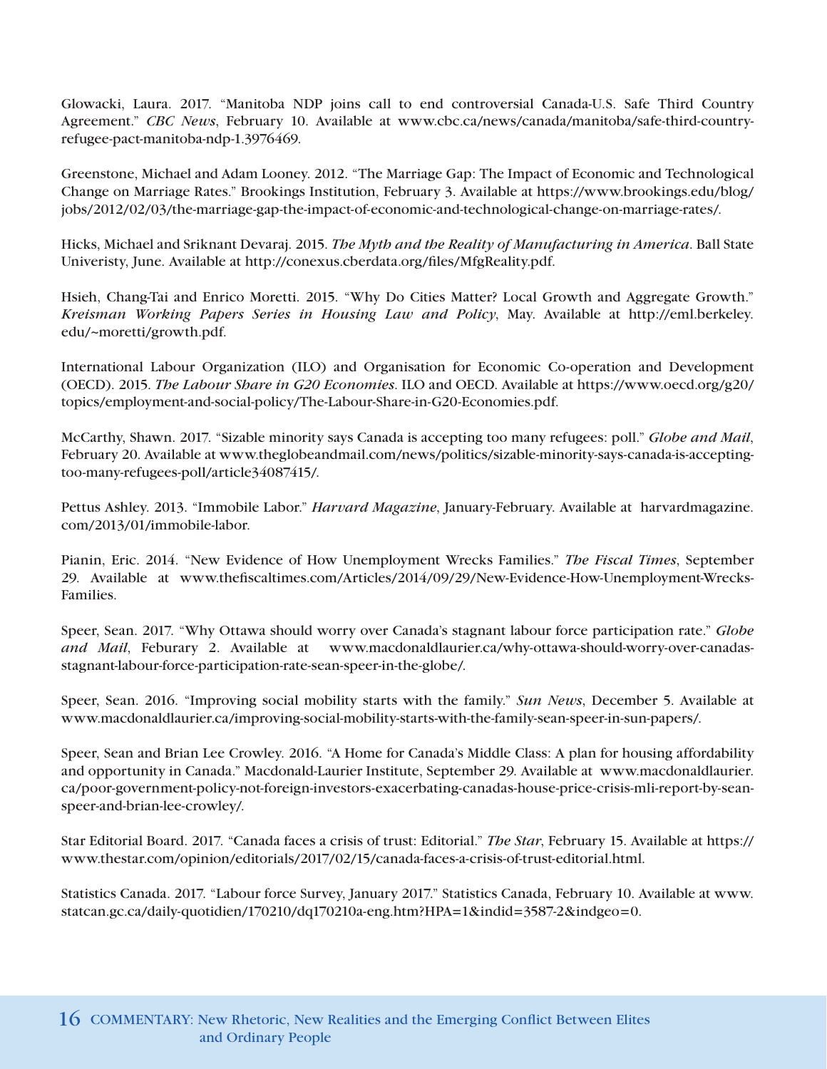Glowacki, Laura. 2017. "Manitoba NDP joins call to end controversial Canada-U.S. Safe Third Country Agreement." *CBC News*, February 10. Available at www.cbc.ca/news/canada/manitoba/safe-third-country-refugee-pact-manitoba-ndp-1.3976469.

Greenstone, Michael and Adam Looney. 2012. "The Marriage Gap: The Impact of Economic and Technological Change on Marriage Rates." Brookings Institution, February 3. Available at https://www.brookings.edu/blog/jobs/2012/02/03/the-marriage-gap-the-impact-of-economic-and-technological-change-on-marriage-rates/.

Hicks, Michael and Sriknant Devaraj. 2015. *The Myth and the Reality of Manufacturing in America*. Ball State Univeristy, June. Available at http://conexus.cberdata.org/files/MfgReality.pdf.

Hsieh, Chang-Tai and Enrico Moretti. 2015. "Why Do Cities Matter? Local Growth and Aggregate Growth." *Kreisman Working Papers Series in Housing Law and Policy*, May. Available at http://eml.berkeley.edu/~moretti/growth.pdf.

International Labour Organization (ILO) and Organisation for Economic Co-operation and Development (OECD). 2015. *The Labour Share in G20 Economies*. ILO and OECD. Available at https://www.oecd.org/g20/topics/employment-and-social-policy/The-Labour-Share-in-G20-Economies.pdf.

McCarthy, Shawn. 2017. "Sizable minority says Canada is accepting too many refugees: poll." *Globe and Mail*, February 20. Available at www.theglobeandmail.com/news/politics/sizable-minority-says-canada-is-accepting-too-many-refugees-poll/article34087415/.

Pettus Ashley. 2013. "Immobile Labor." *Harvard Magazine*, January-February. Available at harvardmagazine.com/2013/01/immobile-labor.

Pianin, Eric. 2014. "New Evidence of How Unemployment Wrecks Families." *The Fiscal Times*, September 29. Available at www.thefiscaltimes.com/Articles/2014/09/29/New-Evidence-How-Unemployment-Wrecks-Families.

Speer, Sean. 2017. "Why Ottawa should worry over Canada's stagnant labour force participation rate." *Globe and Mail*, Feburary 2. Available at www.macdonaldlaurier.ca/why-ottawa-should-worry-over-canadas-stagnant-labour-force-participation-rate-sean-speer-in-the-globe/.

Speer, Sean. 2016. "Improving social mobility starts with the family." *Sun News*, December 5. Available at www.macdonaldlaurier.ca/improving-social-mobility-starts-with-the-family-sean-speer-in-sun-papers/.

Speer, Sean and Brian Lee Crowley. 2016. "A Home for Canada's Middle Class: A plan for housing affordability and opportunity in Canada." Macdonald-Laurier Institute, September 29. Available at www.macdonaldlaurier.ca/poor-government-policy-not-foreign-investors-exacerbating-canadas-house-price-crisis-mli-report-by-sean-speer-and-brian-lee-crowley/.

Star Editorial Board. 2017. "Canada faces a crisis of trust: Editorial." *The Star*, February 15. Available at https://www.thestar.com/opinion/editorials/2017/02/15/canada-faces-a-crisis-of-trust-editorial.html.

Statistics Canada. 2017. "Labour force Survey, January 2017." Statistics Canada, February 10. Available at www.statcan.gc.ca/daily-quotidien/170210/dq170210a-eng.htm?HPA=1&indid=3587-2&indgeo=0.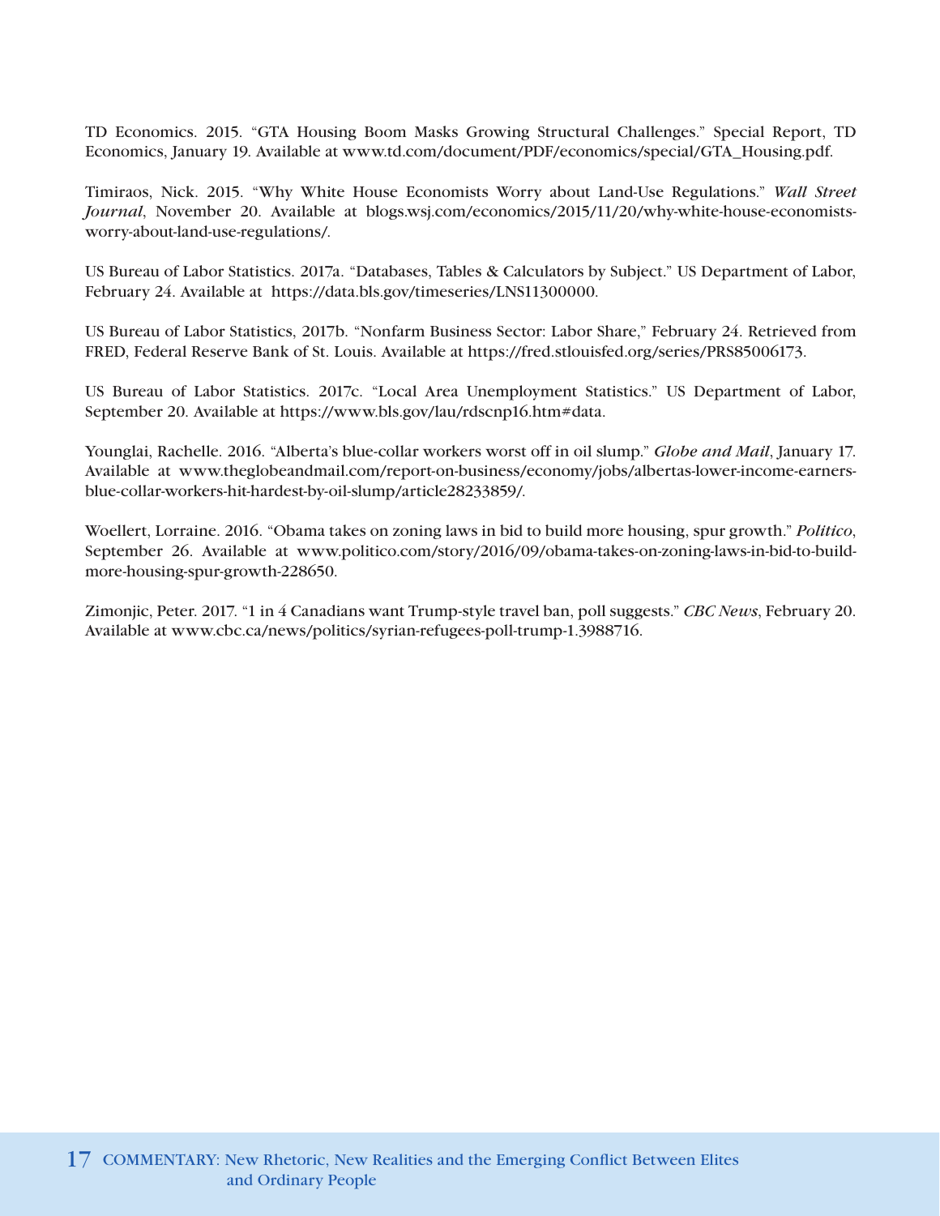TD Economics. 2015. "GTA Housing Boom Masks Growing Structural Challenges." Special Report, TD Economics, January 19. Available at www.td.com/document/PDF/economics/special/GTA_Housing.pdf.

Timiraos, Nick. 2015. "Why White House Economists Worry about Land-Use Regulations." *Wall Street Journal*, November 20. Available at blogs.wsj.com/economics/2015/11/20/why-white-house-economists-worry-about-land-use-regulations/.

US Bureau of Labor Statistics. 2017a. "Databases, Tables & Calculators by Subject." US Department of Labor, February 24. Available at https://data.bls.gov/timeseries/LNS11300000.

US Bureau of Labor Statistics, 2017b. "Nonfarm Business Sector: Labor Share," February 24. Retrieved from FRED, Federal Reserve Bank of St. Louis. Available at https://fred.stlouisfed.org/series/PRS85006173.

US Bureau of Labor Statistics. 2017c. "Local Area Unemployment Statistics." US Department of Labor, September 20. Available at https://www.bls.gov/lau/rdscnp16.htm#data.

Younglai, Rachelle. 2016. "Alberta's blue-collar workers worst off in oil slump." *Globe and Mail*, January 17. Available at www.theglobeandmail.com/report-on-business/economy/jobs/albertas-lower-income-earners-blue-collar-workers-hit-hardest-by-oil-slump/article28233859/.

Woellert, Lorraine. 2016. "Obama takes on zoning laws in bid to build more housing, spur growth." *Politico*, September 26. Available at www.politico.com/story/2016/09/obama-takes-on-zoning-laws-in-bid-to-build-more-housing-spur-growth-228650.

Zimonjic, Peter. 2017. "1 in 4 Canadians want Trump-style travel ban, poll suggests." *CBC News*, February 20. Available at www.cbc.ca/news/politics/syrian-refugees-poll-trump-1.3988716.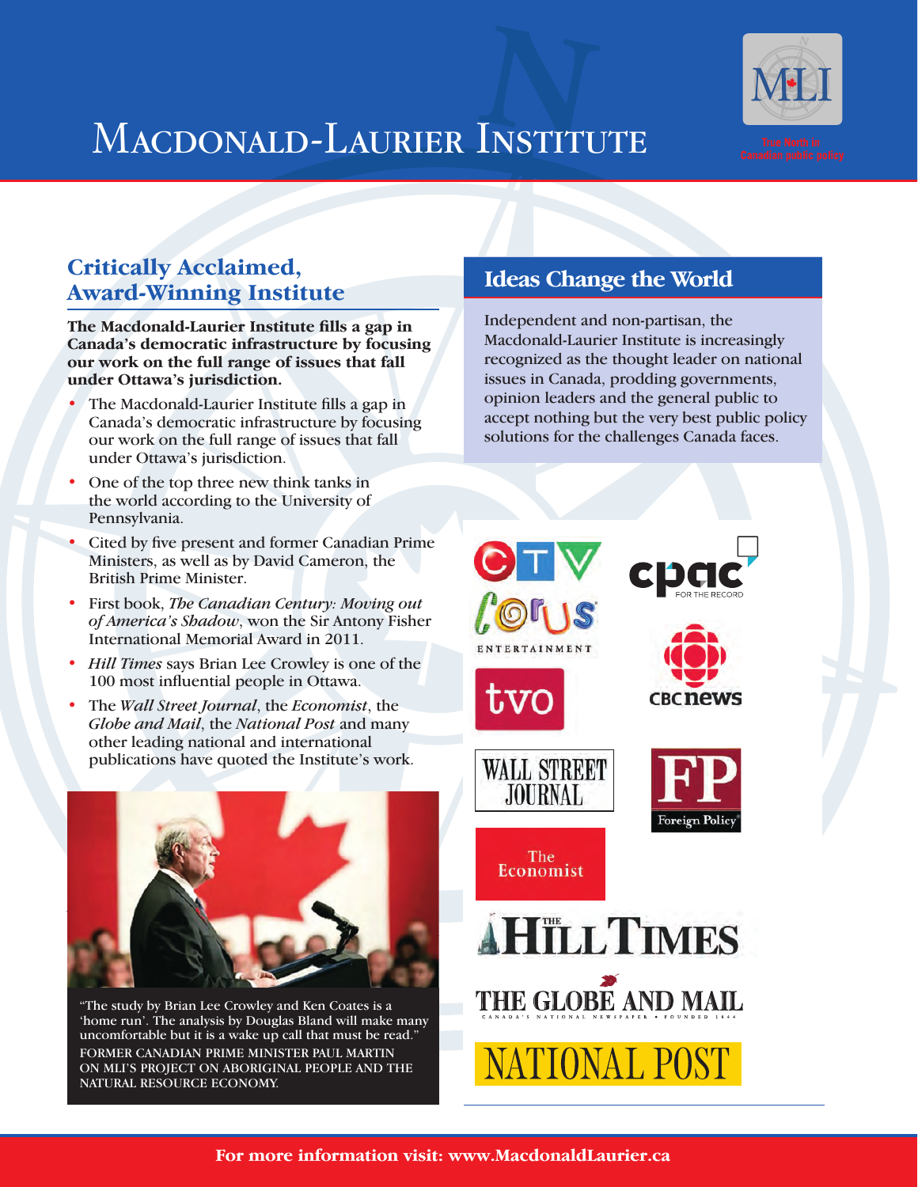# Macdonald-Laurier Institute

True North in Canadian public policy

## Critically Acclaimed, Award-Winning Institute

**The Macdonald-Laurier Institute fills a gap in Canada's democratic infrastructure by focusing our work on the full range of issues that fall under Ottawa's jurisdiction.**

- The Macdonald-Laurier Institute fills a gap in Canada's democratic infrastructure by focusing our work on the full range of issues that fall under Ottawa's jurisdiction.
- One of the top three new think tanks in the world according to the University of Pennsylvania.
- Cited by five present and former Canadian Prime Ministers, as well as by David Cameron, the British Prime Minister.
- First book, *The Canadian Century: Moving out of America's Shadow*, won the Sir Antony Fisher International Memorial Award in 2011.
- *Hill Times* says Brian Lee Crowley is one of the 100 most influential people in Ottawa.
- The *Wall Street Journal*, the *Economist*, the *Globe and Mail*, the *National Post* and many other leading national and international publications have quoted the Institute's work.

"The study by Brian Lee Crowley and Ken Coates is a 'home run'. The analysis by Douglas Bland will make many uncomfortable but it is a wake up call that must be read."
FORMER CANADIAN PRIME MINISTER PAUL MARTIN ON MLI'S PROJECT ON ABORIGINAL PEOPLE AND THE NATURAL RESOURCE ECONOMY.

## Ideas Change the World

Independent and non-partisan, the Macdonald-Laurier Institute is increasingly recognized as the thought leader on national issues in Canada, prodding governments, opinion leaders and the general public to accept nothing but the very best public policy solutions for the challenges Canada faces.

**For more information visit: www.MacdonaldLaurier.ca**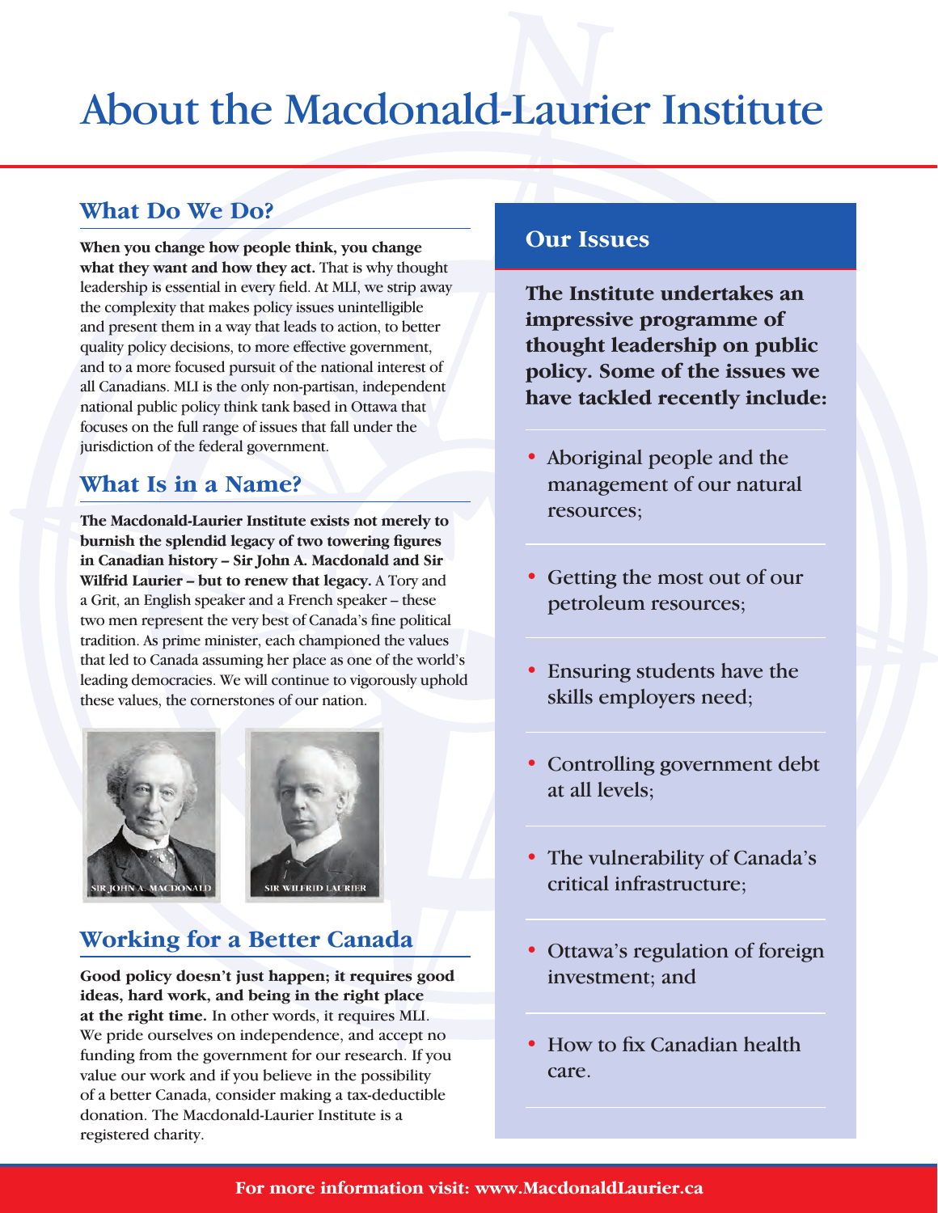# About the Macdonald-Laurier Institute

## What Do We Do?

**When you change how people think, you change what they want and how they act.** That is why thought leadership is essential in every field. At MLI, we strip away the complexity that makes policy issues unintelligible and present them in a way that leads to action, to better quality policy decisions, to more effective government, and to a more focused pursuit of the national interest of all Canadians. MLI is the only non-partisan, independent national public policy think tank based in Ottawa that focuses on the full range of issues that fall under the jurisdiction of the federal government.

## What Is in a Name?

**The Macdonald-Laurier Institute exists not merely to burnish the splendid legacy of two towering figures in Canadian history – Sir John A. Macdonald and Sir Wilfrid Laurier – but to renew that legacy.** A Tory and a Grit, an English speaker and a French speaker – these two men represent the very best of Canada's fine political tradition. As prime minister, each championed the values that led to Canada assuming her place as one of the world's leading democracies. We will continue to vigorously uphold these values, the cornerstones of our nation.

SIR JOHN A. MACDONALD

SIR WILFRID LAURIER

## Working for a Better Canada

**Good policy doesn't just happen; it requires good ideas, hard work, and being in the right place at the right time.** In other words, it requires MLI. We pride ourselves on independence, and accept no funding from the government for our research. If you value our work and if you believe in the possibility of a better Canada, consider making a tax-deductible donation. The Macdonald-Laurier Institute is a registered charity.

## Our Issues

**The Institute undertakes an impressive programme of thought leadership on public policy. Some of the issues we have tackled recently include:**

- Aboriginal people and the management of our natural resources;
- Getting the most out of our petroleum resources;
- Ensuring students have the skills employers need;
- Controlling government debt at all levels;
- The vulnerability of Canada's critical infrastructure;
- Ottawa's regulation of foreign investment; and
- How to fix Canadian health care.

**For more information visit: www.MacdonaldLaurier.ca**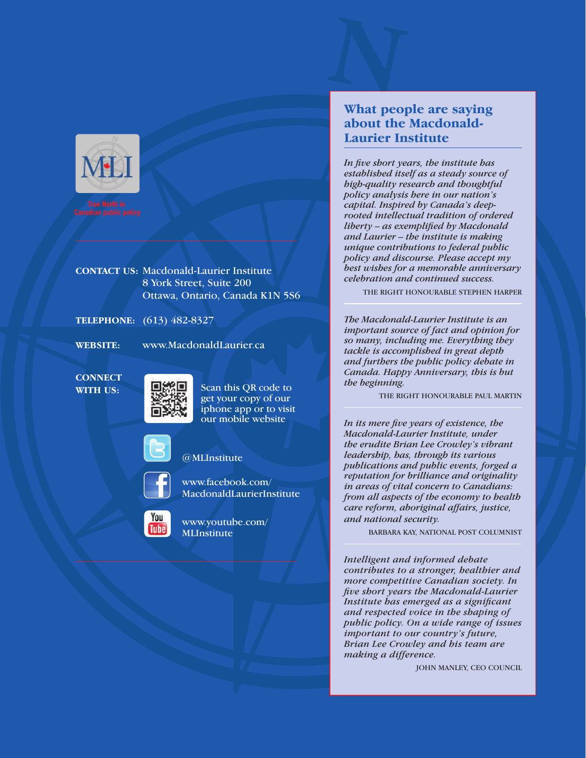MLI

True North in Canadian public policy

**CONTACT US:** Macdonald-Laurier Institute
8 York Street, Suite 200
Ottawa, Ontario, Canada K1N 5S6

**TELEPHONE:** (613) 482-8327

**WEBSITE:** www.MacdonaldLaurier.ca

**CONNECT WITH US:**

Scan this QR code to get your copy of our iphone app or to visit our mobile website

@MLInstitute

www.facebook.com/MacdonaldLaurierInstitute

www.youtube.com/MLInstitute

## What people are saying about the Macdonald-Laurier Institute

*In five short years, the institute has established itself as a steady source of high-quality research and thoughtful policy analysis here in our nation's capital. Inspired by Canada's deep-rooted intellectual tradition of ordered liberty – as exemplified by Macdonald and Laurier – the institute is making unique contributions to federal public policy and discourse. Please accept my best wishes for a memorable anniversary celebration and continued success.*

THE RIGHT HONOURABLE STEPHEN HARPER

*The Macdonald-Laurier Institute is an important source of fact and opinion for so many, including me. Everything they tackle is accomplished in great depth and furthers the public policy debate in Canada. Happy Anniversary, this is but the beginning.*

THE RIGHT HONOURABLE PAUL MARTIN

*In its mere five years of existence, the Macdonald-Laurier Institute, under the erudite Brian Lee Crowley's vibrant leadership, has, through its various publications and public events, forged a reputation for brilliance and originality in areas of vital concern to Canadians: from all aspects of the economy to health care reform, aboriginal affairs, justice, and national security.*

BARBARA KAY, NATIONAL POST COLUMNIST

*Intelligent and informed debate contributes to a stronger, healthier and more competitive Canadian society. In five short years the Macdonald-Laurier Institute has emerged as a significant and respected voice in the shaping of public policy. On a wide range of issues important to our country's future, Brian Lee Crowley and his team are making a difference.*

JOHN MANLEY, CEO COUNCIL